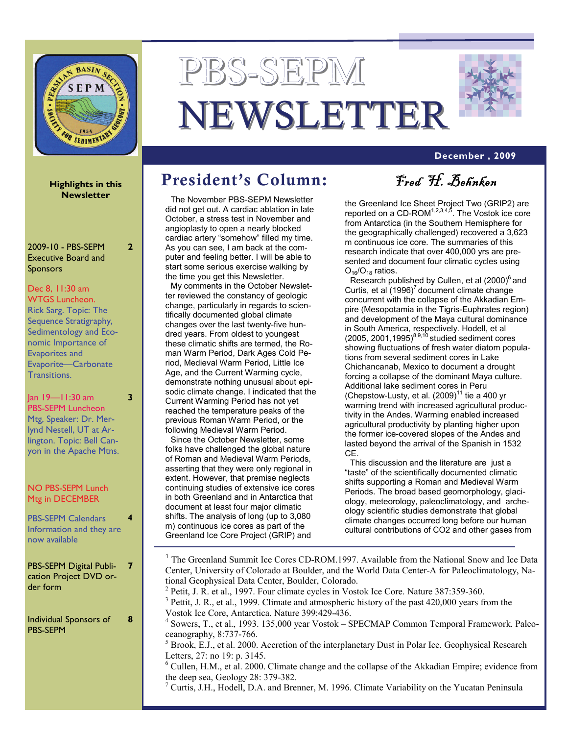# PBS-SEPM NEWSLETTER

**December , 2009**

**Highlights in this Newsletter**

| | |
|---|---|
| 2009-10 - PBS-SEPM Executive Board and Sponsors | 2 |
| Dec 8, 11:30 am WTGS Luncheon. Rick Sarg. Topic: The Sequence Stratigraphy, Sedimentology and Economic Importance of Evaporites and Evaporite—Carbonate Transitions. | |
| Jan 19—11:30 am PBS-SEPM Luncheon Mtg, Speaker: Dr. Merlynd Nestell, UT at Arlington. Topic: Bell Canyon in the Apache Mtns. | 3 |
| NO PBS-SEPM Lunch Mtg in DECEMBER | |
| PBS-SEPM Calendars Information and they are now available | 4 |
| PBS-SEPM Digital Publication Project DVD order form | 7 |
| Individual Sponsors of PBS-SEPM | 8 |

## President's Column:

*Fred H. Behnken*

The November PBS-SEPM Newsletter did not get out. A cardiac ablation in late October, a stress test in November and angioplasty to open a nearly blocked cardiac artery "somehow" filled my time. As you can see, I am back at the computer and feeling better. I will be able to start some serious exercise walking by the time you get this Newsletter.

My comments in the October Newsletter reviewed the constancy of geologic change, particularly in regards to scientifically documented global climate changes over the last twenty-five hundred years. From oldest to youngest these climatic shifts are termed, the Roman Warm Period, Dark Ages Cold Period, Medieval Warm Period, Little Ice Age, and the Current Warming cycle, demonstrate nothing unusual about episodic climate change. I indicated that the Current Warming Period has not yet reached the temperature peaks of the previous Roman Warm Period, or the following Medieval Warm Period.

Since the October Newsletter, some folks have challenged the global nature of Roman and Medieval Warm Periods, asserting that they were only regional in extent. However, that premise neglects continuing studies of extensive ice cores in both Greenland and in Antarctica that document at least four major climatic shifts. The analysis of long (up to 3,080 m) continuous ice cores as part of the Greenland Ice Core Project (GRIP) and the Greenland Ice Sheet Project Two (GRIP2) are reported on a CD-ROM[1,2,3,4,5]. The Vostok ice core from Antarctica (in the Southern Hemisphere for the geographically challenged) recovered a 3,623 m continuous ice core. The summaries of this research indicate that over 400,000 yrs are presented and document four climatic cycles using $O_{16}/O_{18}$ ratios.

Research published by Cullen, et al (2000)[6] and Curtis, et al (1996)[7] document climate change concurrent with the collapse of the Akkadian Empire (Mesopotamia in the Tigris-Euphrates region) and development of the Maya cultural dominance in South America, respectively. Hodell, et al (2005, 2001,1995)[8,9,10] studied sediment cores showing fluctuations of fresh water diatom populations from several sediment cores in Lake Chichancanab, Mexico to document a drought forcing a collapse of the dominant Maya culture. Additional lake sediment cores in Peru (Chepstow-Lusty, et al. (2009)[11] tie a 400 yr warming trend with increased agricultural productivity in the Andes. Warming enabled increased agricultural productivity by planting higher upon the former ice-covered slopes of the Andes and lasted beyond the arrival of the Spanish in 1532 CE.

This discussion and the literature are just a "taste" of the scientifically documented climatic shifts supporting a Roman and Medieval Warm Periods. The broad based geomorphology, glaciology, meteorology, paleoclimatology, and archeology scientific studies demonstrate that global climate changes occurred long before our human cultural contributions of CO2 and other gases from

---

[1] The Greenland Summit Ice Cores CD-ROM.1997. Available from the National Snow and Ice Data Center, University of Colorado at Boulder, and the World Data Center-A for Paleoclimatology, National Geophysical Data Center, Boulder, Colorado.

[2] Petit, J. R. et al., 1997. Four climate cycles in Vostok Ice Core. Nature 387:359-360.

[3] Pettit, J. R., et al., 1999. Climate and atmospheric history of the past 420,000 years from the Vostok Ice Core, Antarctica. Nature 399:429-436.

[4] Sowers, T., et al., 1993. 135,000 year Vostok – SPECMAP Common Temporal Framework. Paleoceanography, 8:737-766.

[5] Brook, E.J., et al. 2000. Accretion of the interplanetary Dust in Polar Ice. Geophysical Research Letters, 27: no 19: p. 3145.

[6] Cullen, H.M., et al. 2000. Climate change and the collapse of the Akkadian Empire; evidence from the deep sea, Geology 28: 379-382.

[7] Curtis, J.H., Hodell, D.A. and Brenner, M. 1996. Climate Variability on the Yucatan Peninsula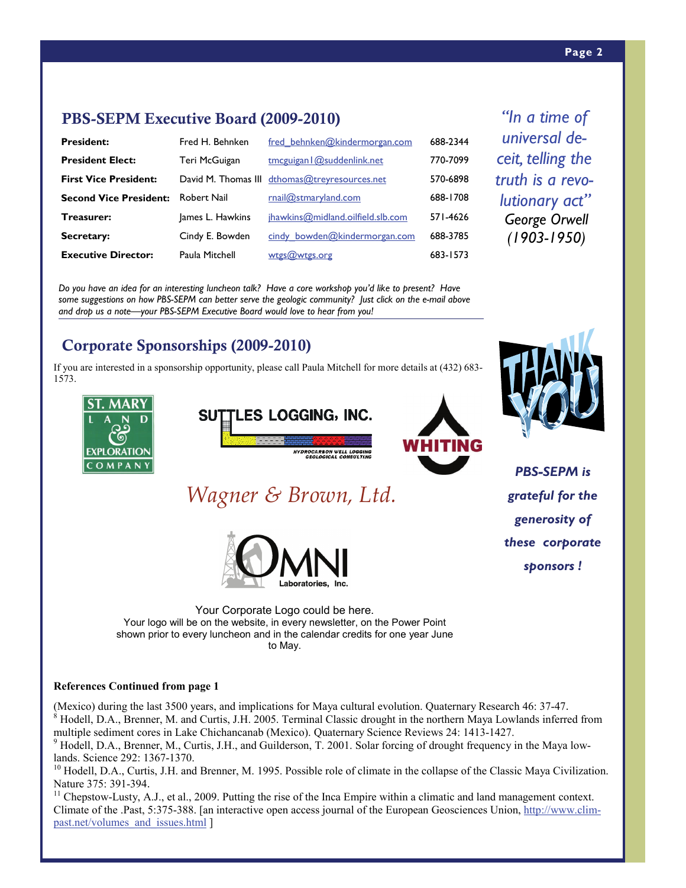## PBS-SEPM Executive Board (2009-2010)

| | | | |
|---|---|---|---|
| **President:** | Fred H. Behnken | fred_behnken@kindermorgan.com | 688-2344 |
| **President Elect:** | Teri McGuigan | tmcguigan1@suddenlink.net | 770-7099 |
| **First Vice President:** | David M. Thomas III | dthomas@treyresources.net | 570-6898 |
| **Second Vice President:** | Robert Nail | rnail@stmaryland.com | 688-1708 |
| **Treasurer:** | James L. Hawkins | jhawkins@midland.oilfield.slb.com | 571-4626 |
| **Secretary:** | Cindy E. Bowden | cindy_bowden@kindermorgan.com | 688-3785 |
| **Executive Director:** | Paula Mitchell | wtgs@wtgs.org | 683-1573 |

*Do you have an idea for an interesting luncheon talk? Have a core workshop you'd like to present? Have some suggestions on how PBS-SEPM can better serve the geologic community? Just click on the e-mail above and drop us a note—your PBS-SEPM Executive Board would love to hear from you!*

*"In a time of universal deceit, telling the truth is a revolutionary act"*
George Orwell (1903-1950)

## Corporate Sponsorships (2009-2010)

If you are interested in a sponsorship opportunity, please call Paula Mitchell for more details at (432) 683-1573.

ST. MARY LAND & EXPLORATION COMPANY

SUTTLES LOGGING, INC. — HYDROCARBON WELL LOGGING, GEOLOGICAL CONSULTING

WHITING

Wagner & Brown, Ltd.

OMNI Laboratories, Inc.

THANK YOU

***PBS-SEPM is grateful for the generosity of these corporate sponsors !***

Your Corporate Logo could be here.
Your logo will be on the website, in every newsletter, on the Power Point shown prior to every luncheon and in the calendar credits for one year June to May.

**References Continued from page 1**

(Mexico) during the last 3500 years, and implications for Maya cultural evolution. Quaternary Research 46: 37-47.

[8] Hodell, D.A., Brenner, M. and Curtis, J.H. 2005. Terminal Classic drought in the northern Maya Lowlands inferred from multiple sediment cores in Lake Chichancanab (Mexico). Quaternary Science Reviews 24: 1413-1427.

[9] Hodell, D.A., Brenner, M., Curtis, J.H., and Guilderson, T. 2001. Solar forcing of drought frequency in the Maya lowlands. Science 292: 1367-1370.

[10] Hodell, D.A., Curtis, J.H. and Brenner, M. 1995. Possible role of climate in the collapse of the Classic Maya Civilization. Nature 375: 391-394.

[11] Chepstow-Lusty, A.J., et al., 2009. Putting the rise of the Inca Empire within a climatic and land management context. Climate of the .Past, 5:375-388. [an interactive open access journal of the European Geosciences Union, http://www.clim-past.net/volumes_and_issues.html ]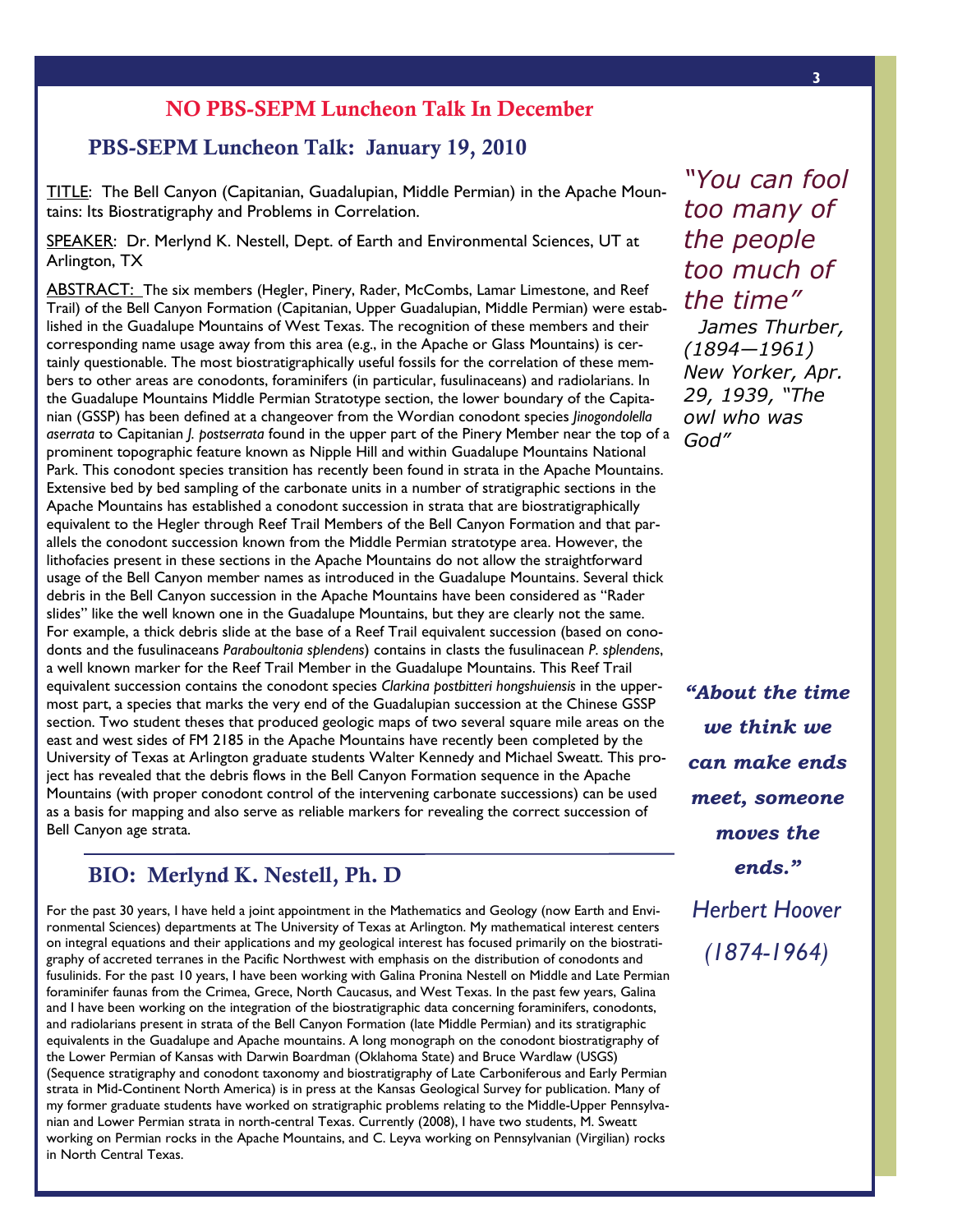## NO PBS-SEPM Luncheon Talk In December

## PBS-SEPM Luncheon Talk: January 19, 2010

TITLE: The Bell Canyon (Capitanian, Guadalupian, Middle Permian) in the Apache Mountains: Its Biostratigraphy and Problems in Correlation.

SPEAKER: Dr. Merlynd K. Nestell, Dept. of Earth and Environmental Sciences, UT at Arlington, TX

ABSTRACT: The six members (Hegler, Pinery, Rader, McCombs, Lamar Limestone, and Reef Trail) of the Bell Canyon Formation (Capitanian, Upper Guadalupian, Middle Permian) were established in the Guadalupe Mountains of West Texas. The recognition of these members and their corresponding name usage away from this area (e.g., in the Apache or Glass Mountains) is certainly questionable. The most biostratigraphically useful fossils for the correlation of these members to other areas are conodonts, foraminifers (in particular, fusulinaceans) and radiolarians. In the Guadalupe Mountains Middle Permian Stratotype section, the lower boundary of the Capitanian (GSSP) has been defined at a changeover from the Wordian conodont species *Jinogondolella aserrata* to Capitanian *J. postserrata* found in the upper part of the Pinery Member near the top of a prominent topographic feature known as Nipple Hill and within Guadalupe Mountains National Park. This conodont species transition has recently been found in strata in the Apache Mountains. Extensive bed by bed sampling of the carbonate units in a number of stratigraphic sections in the Apache Mountains has established a conodont succession in strata that are biostratigraphically equivalent to the Hegler through Reef Trail Members of the Bell Canyon Formation and that parallels the conodont succession known from the Middle Permian stratotype area. However, the lithofacies present in these sections in the Apache Mountains do not allow the straightforward usage of the Bell Canyon member names as introduced in the Guadalupe Mountains. Several thick debris in the Bell Canyon succession in the Apache Mountains have been considered as "Rader slides" like the well known one in the Guadalupe Mountains, but they are clearly not the same. For example, a thick debris slide at the base of a Reef Trail equivalent succession (based on conodonts and the fusulinaceans *Paraboultonia splendens*) contains in clasts the fusulinacean *P. splendens*, a well known marker for the Reef Trail Member in the Guadalupe Mountains. This Reef Trail equivalent succession contains the conodont species *Clarkina postbitteri hongshuiensis* in the uppermost part, a species that marks the very end of the Guadalupian succession at the Chinese GSSP section. Two student theses that produced geologic maps of two several square mile areas on the east and west sides of FM 2185 in the Apache Mountains have recently been completed by the University of Texas at Arlington graduate students Walter Kennedy and Michael Sweatt. This project has revealed that the debris flows in the Bell Canyon Formation sequence in the Apache Mountains (with proper conodont control of the intervening carbonate successions) can be used as a basis for mapping and also serve as reliable markers for revealing the correct succession of Bell Canyon age strata.

## BIO: Merlynd K. Nestell, Ph. D

For the past 30 years, I have held a joint appointment in the Mathematics and Geology (now Earth and Environmental Sciences) departments at The University of Texas at Arlington. My mathematical interest centers on integral equations and their applications and my geological interest has focused primarily on the biostratigraphy of accreted terranes in the Pacific Northwest with emphasis on the distribution of conodonts and fusulinids. For the past 10 years, I have been working with Galina Pronina Nestell on Middle and Late Permian foraminifer faunas from the Crimea, Grece, North Caucasus, and West Texas. In the past few years, Galina and I have been working on the integration of the biostratigraphic data concerning foraminifers, conodonts, and radiolarians present in strata of the Bell Canyon Formation (late Middle Permian) and its stratigraphic equivalents in the Guadalupe and Apache mountains. A long monograph on the conodont biostratigraphy of the Lower Permian of Kansas with Darwin Boardman (Oklahoma State) and Bruce Wardlaw (USGS) (Sequence stratigraphy and conodont taxonomy and biostratigraphy of Late Carboniferous and Early Permian strata in Mid-Continent North America) is in press at the Kansas Geological Survey for publication. Many of my former graduate students have worked on stratigraphic problems relating to the Middle-Upper Pennsylvanian and Lower Permian strata in north-central Texas. Currently (2008), I have two students, M. Sweatt working on Permian rocks in the Apache Mountains, and C. Leyva working on Pennsylvanian (Virgilian) rocks in North Central Texas.

*"You can fool too many of the people too much of the time"*
*James Thurber, (1894—1961) New Yorker, Apr. 29, 1939, "The owl who was God"*

***"About the time we think we can make ends meet, someone moves the ends."***
*Herbert Hoover (1874-1964)*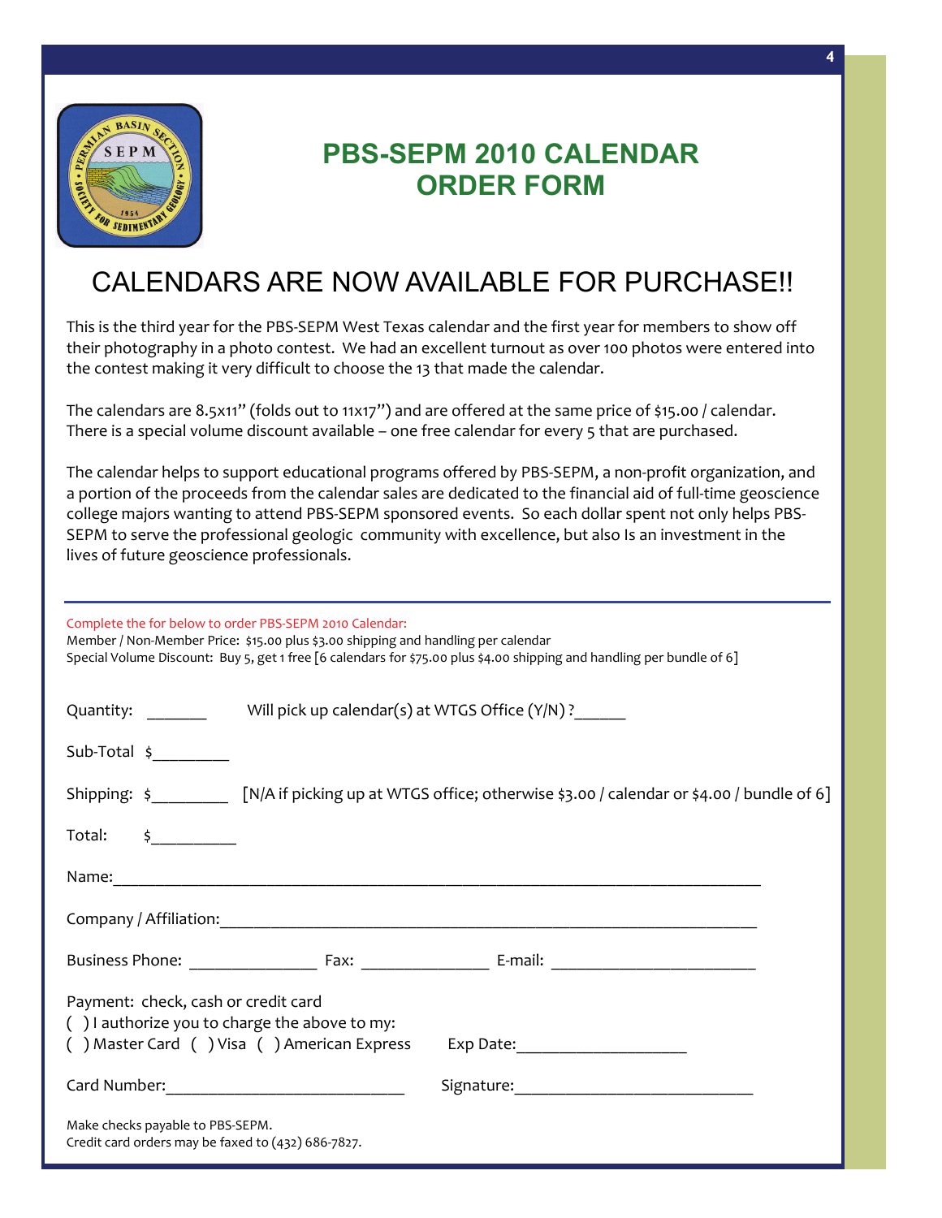# PBS-SEPM 2010 CALENDAR ORDER FORM

## CALENDARS ARE NOW AVAILABLE FOR PURCHASE!!

This is the third year for the PBS-SEPM West Texas calendar and the first year for members to show off their photography in a photo contest. We had an excellent turnout as over 100 photos were entered into the contest making it very difficult to choose the 13 that made the calendar.

The calendars are 8.5x11" (folds out to 11x17") and are offered at the same price of $15.00 / calendar. There is a special volume discount available – one free calendar for every 5 that are purchased.

The calendar helps to support educational programs offered by PBS-SEPM, a non-profit organization, and a portion of the proceeds from the calendar sales are dedicated to the financial aid of full-time geoscience college majors wanting to attend PBS-SEPM sponsored events. So each dollar spent not only helps PBS-SEPM to serve the professional geologic community with excellence, but also Is an investment in the lives of future geoscience professionals.

---

Complete the for below to order PBS-SEPM 2010 Calendar:
Member / Non-Member Price: $15.00 plus $3.00 shipping and handling per calendar
Special Volume Discount: Buy 5, get 1 free [6 calendars for $75.00 plus $4.00 shipping and handling per bundle of 6]

Quantity: _______ Will pick up calendar(s) at WTGS Office (Y/N) ?______

Sub-Total $_________

Shipping: $_________ [N/A if picking up at WTGS office; otherwise $3.00 / calendar or $4.00 / bundle of 6]

Total: $__________

Name:______________________________________________________________________

Company / Affiliation:_____________________________________________________________

Business Phone: ______________ Fax: ______________ E-mail: ______________________

Payment: check, cash or credit card
( ) I authorize you to charge the above to my:
( ) Master Card ( ) Visa ( ) American Express Exp Date:__________________

Card Number:__________________________ Signature:__________________________

Make checks payable to PBS-SEPM.
Credit card orders may be faxed to (432) 686-7827.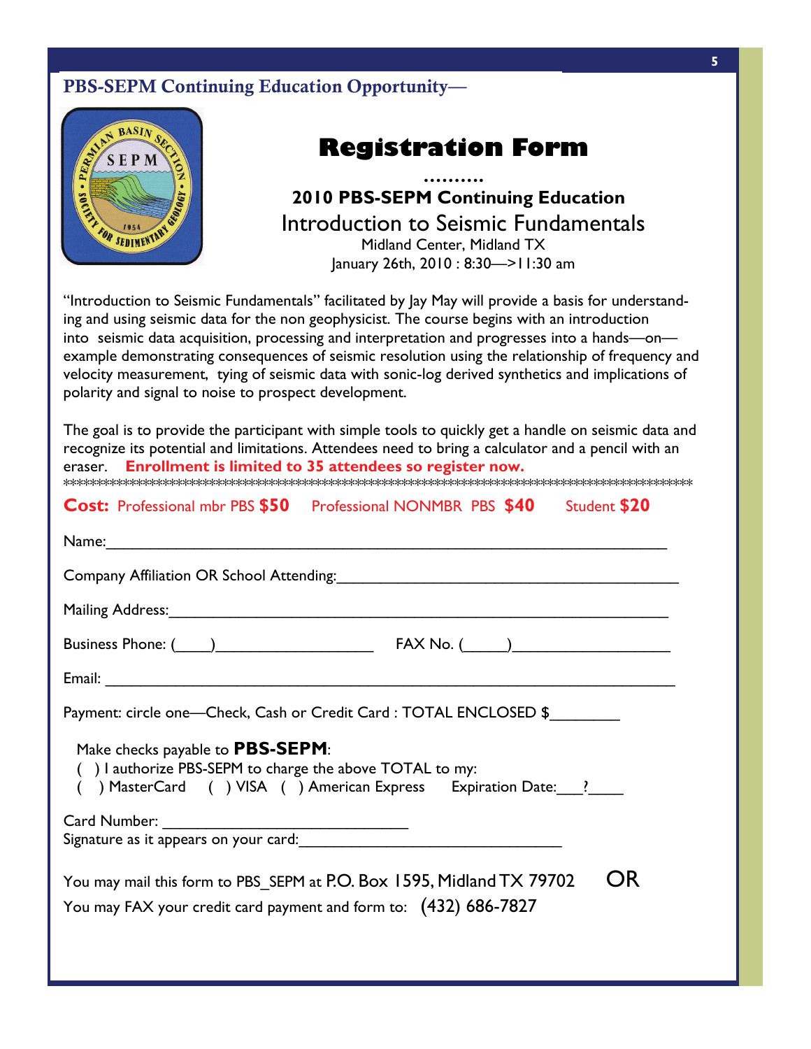## PBS-SEPM Continuing Education Opportunity—

# Registration Form

……….

**2010 PBS-SEPM Continuing Education**

### Introduction to Seismic Fundamentals

Midland Center, Midland TX

January 26th, 2010 : 8:30—>11:30 am

"Introduction to Seismic Fundamentals" facilitated by Jay May will provide a basis for understand-ing and using seismic data for the non geophysicist. The course begins with an introduction into seismic data acquisition, processing and interpretation and progresses into a hands—on—example demonstrating consequences of seismic resolution using the relationship of frequency and velocity measurement, tying of seismic data with sonic-log derived synthetics and implications of polarity and signal to noise to prospect development.

The goal is to provide the participant with simple tools to quickly get a handle on seismic data and recognize its potential and limitations. Attendees need to bring a calculator and a pencil with an eraser. **Enrollment is limited to 35 attendees so register now.**

****************************************************************************************************

**Cost:** Professional mbr PBS **$50**  Professional NONMBR PBS **$40**  Student **$20**

Name:_______________________________________________________________

Company Affiliation OR School Attending:_________________________________________

Mailing Address:______________________________________________________________

Business Phone: (____)___________________  FAX No. (_____)__________________

Email: ________________________________________________________________

Payment: circle one—Check, Cash or Credit Card : TOTAL ENCLOSED $________

Make checks payable to **PBS-SEPM**:

( ) I authorize PBS-SEPM to charge the above TOTAL to my:

( ) MasterCard ( ) VISA ( ) American Express  Expiration Date:___?____

Card Number: ____________________________

Signature as it appears on your card:______________________________

You may mail this form to PBS_SEPM at P.O. Box 1595, Midland TX 79702  OR

You may FAX your credit card payment and form to: (432) 686-7827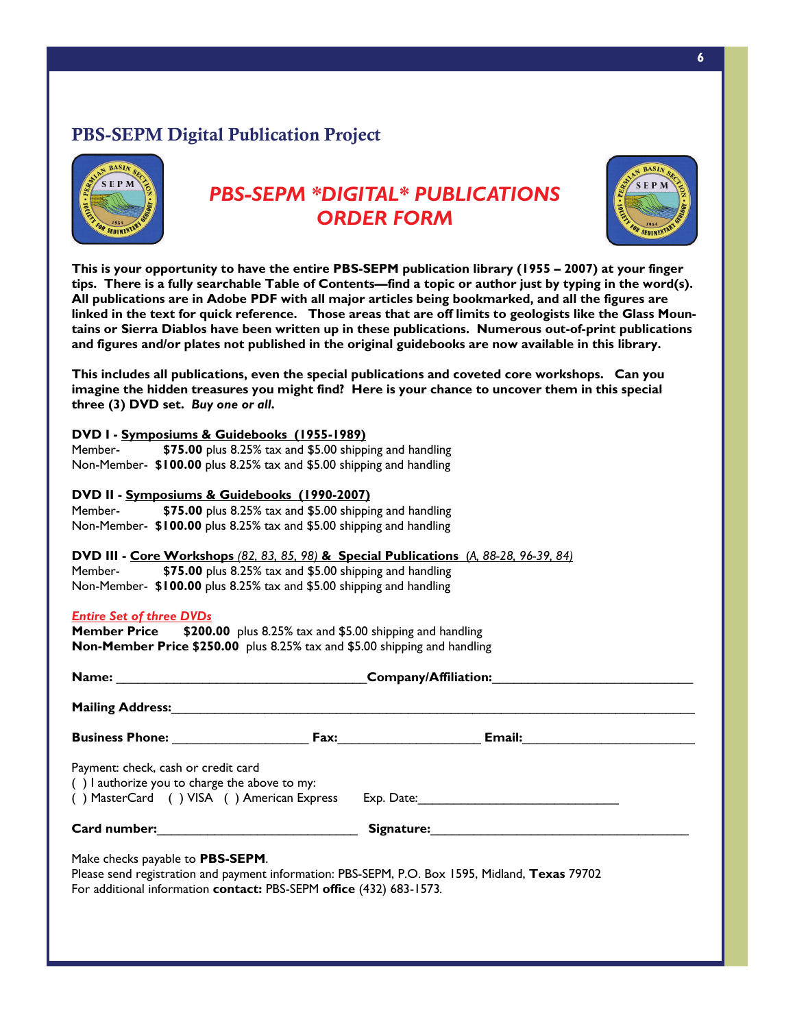## PBS-SEPM Digital Publication Project

# *PBS-SEPM \*DIGITAL\* PUBLICATIONS ORDER FORM*

**This is your opportunity to have the entire PBS-SEPM publication library (1955 – 2007) at your finger tips. There is a fully searchable Table of Contents—find a topic or author just by typing in the word(s). All publications are in Adobe PDF with all major articles being bookmarked, and all the figures are linked in the text for quick reference. Those areas that are off limits to geologists like the Glass Mountains or Sierra Diablos have been written up in these publications. Numerous out-of-print publications and figures and/or plates not published in the original guidebooks are now available in this library.**

**This includes all publications, even the special publications and coveted core workshops. Can you imagine the hidden treasures you might find? Here is your chance to uncover them in this special three (3) DVD set. *Buy one or all.***

**DVD I - Symposiums & Guidebooks (1955-1989)**
Member- **$75.00** plus 8.25% tax and $5.00 shipping and handling
Non-Member- **$100.00** plus 8.25% tax and $5.00 shipping and handling

**DVD II - Symposiums & Guidebooks (1990-2007)**
Member- **$75.00** plus 8.25% tax and $5.00 shipping and handling
Non-Member- **$100.00** plus 8.25% tax and $5.00 shipping and handling

**DVD III - Core Workshops** *(82, 83, 85, 98)* **& Special Publications** *(A, 88-28, 96-39, 84)*
Member- **$75.00** plus 8.25% tax and $5.00 shipping and handling
Non-Member- **$100.00** plus 8.25% tax and $5.00 shipping and handling

***Entire Set of three DVDs***
**Member Price $200.00** plus 8.25% tax and $5.00 shipping and handling
**Non-Member Price $250.00** plus 8.25% tax and $5.00 shipping and handling

**Name:** ______________________ **Company/Affiliation:** ______________________

**Mailing Address:** ______________________________________________

**Business Phone:** ______________ **Fax:** ______________ **Email:** ______________

Payment: check, cash or credit card
( ) I authorize you to charge the above to my:
( ) MasterCard ( ) VISA ( ) American Express Exp. Date: ______________________

**Card number:** ______________________ **Signature:** ______________________

Make checks payable to **PBS-SEPM**.
Please send registration and payment information: PBS-SEPM, P.O. Box 1595, Midland, **Texas** 79702
For additional information **contact:** PBS-SEPM **office** (432) 683-1573.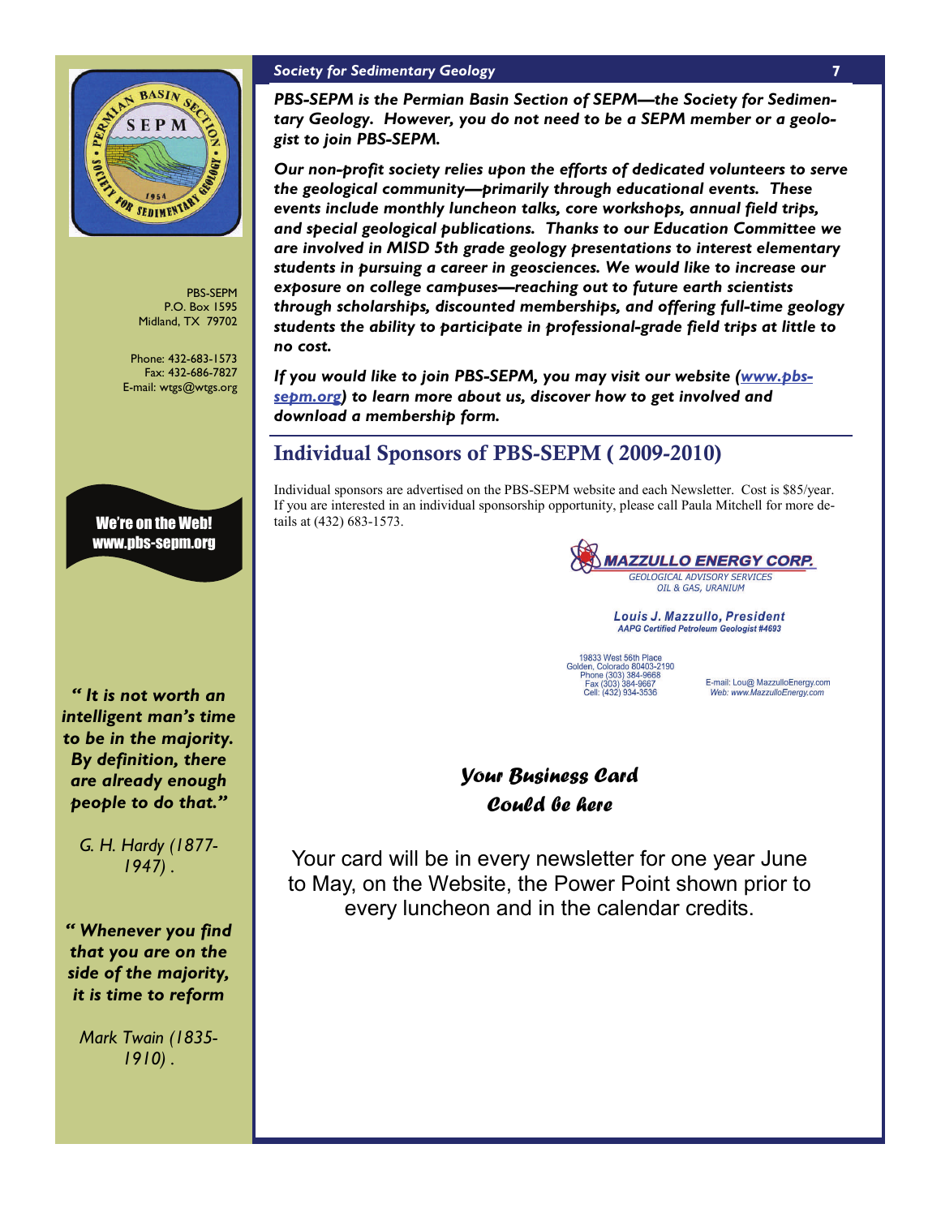PBS-SEPM
P.O. Box 1595
Midland, TX 79702

Phone: 432-683-1573
Fax: 432-686-7827
E-mail: wtgs@wtgs.org

**We're on the Web!**
**www.pbs-sepm.org**

*" It is not worth an intelligent man's time to be in the majority. By definition, there are already enough people to do that."*

*G. H. Hardy (1877-1947) .*

*" Whenever you find that you are on the side of the majority, it is time to reform*

*Mark Twain (1835-1910) .*

***PBS-SEPM is the Permian Basin Section of SEPM—the Society for Sedimentary Geology. However, you do not need to be a SEPM member or a geologist to join PBS-SEPM.***

***Our non-profit society relies upon the efforts of dedicated volunteers to serve the geological community—primarily through educational events. These events include monthly luncheon talks, core workshops, annual field trips, and special geological publications. Thanks to our Education Committee we are involved in MISD 5th grade geology presentations to interest elementary students in pursuing a career in geosciences. We would like to increase our exposure on college campuses—reaching out to future earth scientists through scholarships, discounted memberships, and offering full-time geology students the ability to participate in professional-grade field trips at little to no cost.***

***If you would like to join PBS-SEPM, you may visit our website (www.pbs-sepm.org) to learn more about us, discover how to get involved and download a membership form.***

## Individual Sponsors of PBS-SEPM ( 2009-2010)

Individual sponsors are advertised on the PBS-SEPM website and each Newsletter. Cost is $85/year. If you are interested in an individual sponsorship opportunity, please call Paula Mitchell for more details at (432) 683-1573.

**MAZZULLO ENERGY CORP.**
GEOLOGICAL ADVISORY SERVICES
OIL & GAS, URANIUM

**Louis J. Mazzullo, President**
*AAPG Certified Petroleum Geologist #4693*

19833 West 56th Place
Golden, Colorado 80403-2190
Phone (303) 384-9668
Fax (303) 384-9667
Cell: (432) 934-3536

E-mail: Lou@ MazzulloEnergy.com
Web: www.MazzulloEnergy.com

***Your Business Card Could be here***

Your card will be in every newsletter for one year June to May, on the Website, the Power Point shown prior to every luncheon and in the calendar credits.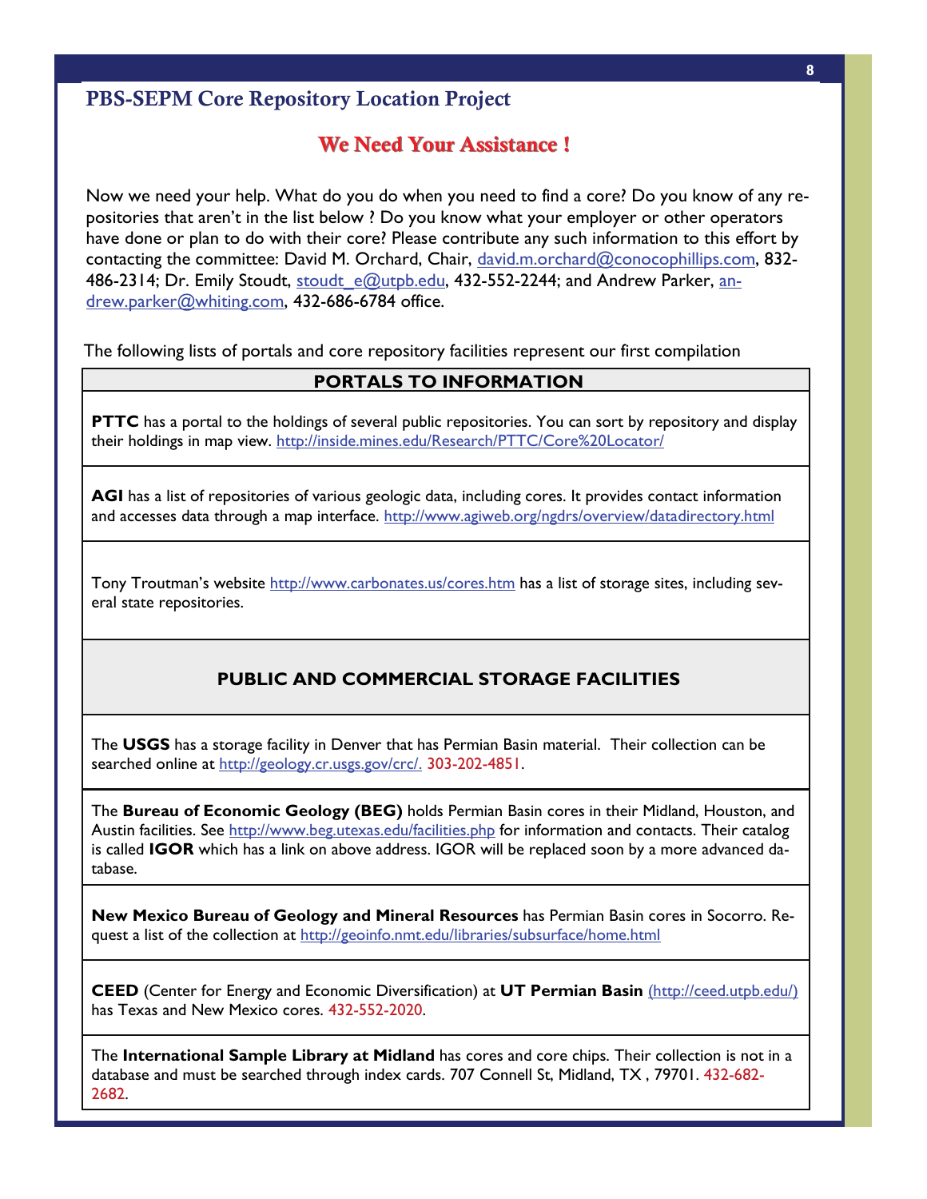## PBS-SEPM Core Repository Location Project

### We Need Your Assistance !

Now we need your help. What do you do when you need to find a core? Do you know of any repositories that aren't in the list below ? Do you know what your employer or other operators have done or plan to do with their core? Please contribute any such information to this effort by contacting the committee: David M. Orchard, Chair, david.m.orchard@conocophillips.com, 832-486-2314; Dr. Emily Stoudt, stoudt_e@utpb.edu, 432-552-2244; and Andrew Parker, andrew.parker@whiting.com, 432-686-6784 office.

The following lists of portals and core repository facilities represent our first compilation

#### PORTALS TO INFORMATION

**PTTC** has a portal to the holdings of several public repositories. You can sort by repository and display their holdings in map view. http://inside.mines.edu/Research/PTTC/Core%20Locator/

**AGI** has a list of repositories of various geologic data, including cores. It provides contact information and accesses data through a map interface. http://www.agiweb.org/ngdrs/overview/datadirectory.html

Tony Troutman's website http://www.carbonates.us/cores.htm has a list of storage sites, including several state repositories.

#### PUBLIC AND COMMERCIAL STORAGE FACILITIES

The **USGS** has a storage facility in Denver that has Permian Basin material. Their collection can be searched online at http://geology.cr.usgs.gov/crc/. 303-202-4851.

The **Bureau of Economic Geology (BEG)** holds Permian Basin cores in their Midland, Houston, and Austin facilities. See http://www.beg.utexas.edu/facilities.php for information and contacts. Their catalog is called **IGOR** which has a link on above address. IGOR will be replaced soon by a more advanced database.

**New Mexico Bureau of Geology and Mineral Resources** has Permian Basin cores in Socorro. Request a list of the collection at http://geoinfo.nmt.edu/libraries/subsurface/home.html

**CEED** (Center for Energy and Economic Diversification) at **UT Permian Basin** (http://ceed.utpb.edu/) has Texas and New Mexico cores. 432-552-2020.

The **International Sample Library at Midland** has cores and core chips. Their collection is not in a database and must be searched through index cards. 707 Connell St, Midland, TX , 79701. 432-682-2682.